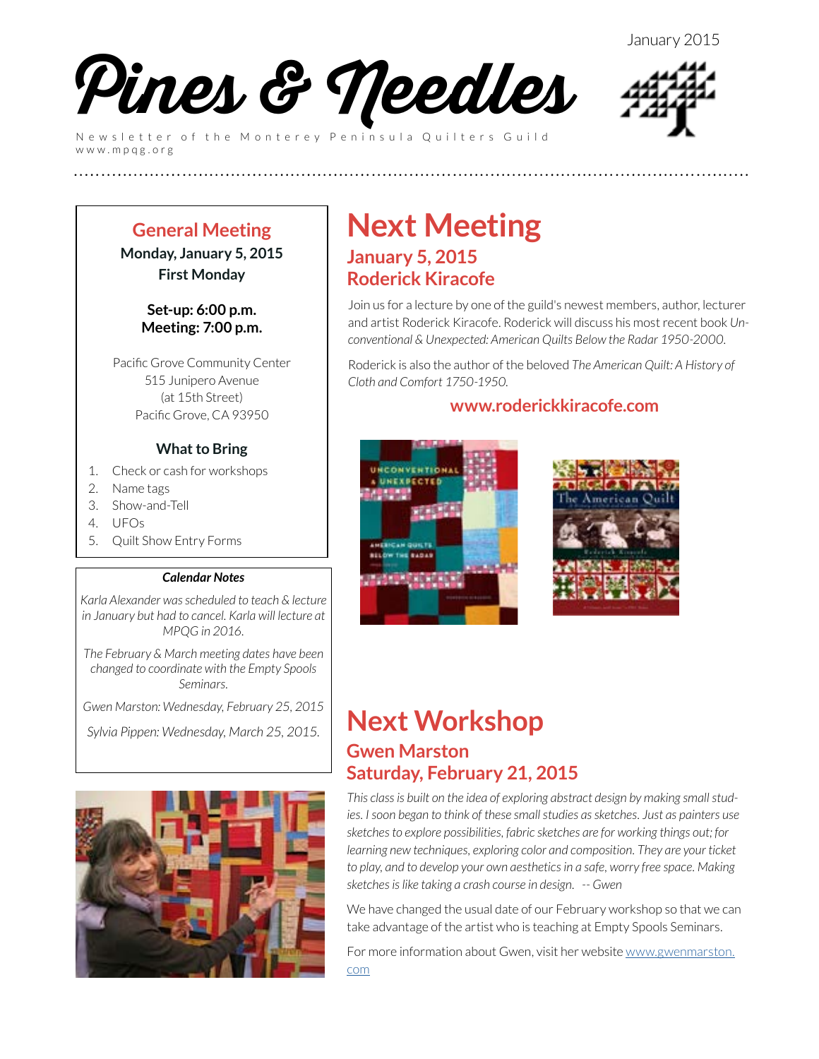January 2015

# Pines & Needles

Newsletter of the Monterey Peninsula Quilters Guild
www.mpqg.org

## General Meeting

**Monday, January 5, 2015**
**First Monday**

**Set-up: 6:00 p.m.**
**Meeting: 7:00 p.m.**

Pacific Grove Community Center
515 Junipero Avenue
(at 15th Street)
Pacific Grove, CA 93950

### What to Bring

1. Check or cash for workshops
2. Name tags
3. Show-and-Tell
4. UFOs
5. Quilt Show Entry Forms

### *Calendar Notes*

*Karla Alexander was scheduled to teach & lecture in January but had to cancel. Karla will lecture at MPQG in 2016.*

*The February & March meeting dates have been changed to coordinate with the Empty Spools Seminars.*

*Gwen Marston: Wednesday, February 25, 2015*

*Sylvia Pippen: Wednesday, March 25, 2015.*

# Next Meeting

## January 5, 2015
## Roderick Kiracofe

Join us for a lecture by one of the guild's newest members, author, lecturer and artist Roderick Kiracofe. Roderick will discuss his most recent book *Unconventional & Unexpected: American Quilts Below the Radar 1950-2000.*

Roderick is also the author of the beloved *The American Quilt: A History of Cloth and Comfort 1750-1950.*

**www.roderickkiracofe.com**

# Next Workshop

## Gwen Marston
## Saturday, February 21, 2015

*This class is built on the idea of exploring abstract design by making small studies. I soon began to think of these small studies as sketches. Just as painters use sketches to explore possibilities, fabric sketches are for working things out; for learning new techniques, exploring color and composition. They are your ticket to play, and to develop your own aesthetics in a safe, worry free space. Making sketches is like taking a crash course in design. -- Gwen*

We have changed the usual date of our February workshop so that we can take advantage of the artist who is teaching at Empty Spools Seminars.

For more information about Gwen, visit her website www.gwenmarston.com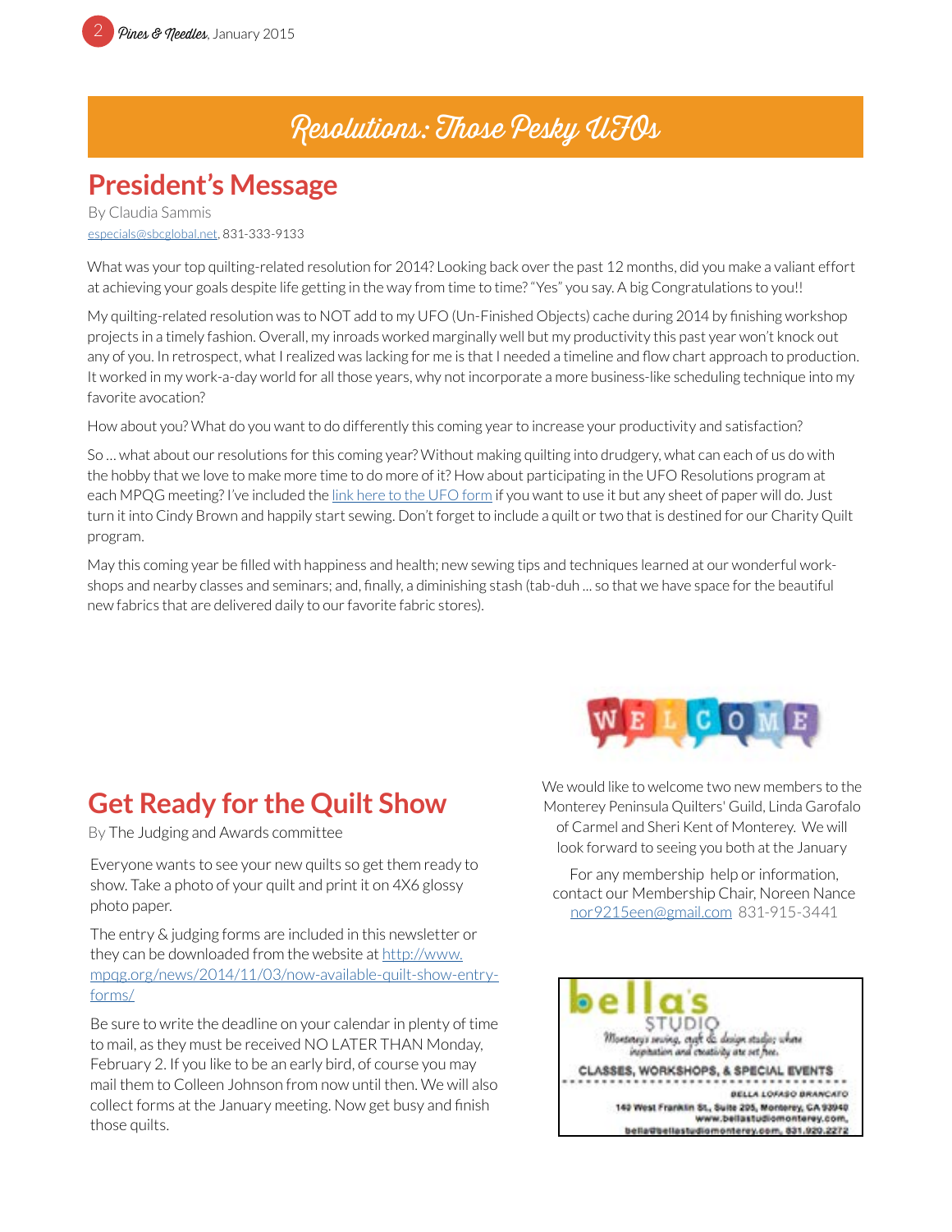# Resolutions: Those Pesky UFOs

## President's Message

By Claudia Sammis
especials@sbcglobal.net, 831-333-9133

What was your top quilting-related resolution for 2014? Looking back over the past 12 months, did you make a valiant effort at achieving your goals despite life getting in the way from time to time? "Yes" you say. A big Congratulations to you!!

My quilting-related resolution was to NOT add to my UFO (Un-Finished Objects) cache during 2014 by finishing workshop projects in a timely fashion. Overall, my inroads worked marginally well but my productivity this past year won't knock out any of you. In retrospect, what I realized was lacking for me is that I needed a timeline and flow chart approach to production. It worked in my work-a-day world for all those years, why not incorporate a more business-like scheduling technique into my favorite avocation?

How about you? What do you want to do differently this coming year to increase your productivity and satisfaction?

So … what about our resolutions for this coming year? Without making quilting into drudgery, what can each of us do with the hobby that we love to make more time to do more of it? How about participating in the UFO Resolutions program at each MPQG meeting? I've included the link here to the UFO form if you want to use it but any sheet of paper will do. Just turn it into Cindy Brown and happily start sewing. Don't forget to include a quilt or two that is destined for our Charity Quilt program.

May this coming year be filled with happiness and health; new sewing tips and techniques learned at our wonderful workshops and nearby classes and seminars; and, finally, a diminishing stash (tab-duh ... so that we have space for the beautiful new fabrics that are delivered daily to our favorite fabric stores).

## Get Ready for the Quilt Show

By The Judging and Awards committee

Everyone wants to see your new quilts so get them ready to show. Take a photo of your quilt and print it on 4X6 glossy photo paper.

The entry & judging forms are included in this newsletter or they can be downloaded from the website at http://www.mpqg.org/news/2014/11/03/now-available-quilt-show-entry-forms/

Be sure to write the deadline on your calendar in plenty of time to mail, as they must be received NO LATER THAN Monday, February 2. If you like to be an early bird, of course you may mail them to Colleen Johnson from now until then. We will also collect forms at the January meeting. Now get busy and finish those quilts.

WELCOME

We would like to welcome two new members to the Monterey Peninsula Quilters' Guild, Linda Garofalo of Carmel and Sheri Kent of Monterey. We will look forward to seeing you both at the January

For any membership help or information, contact our Membership Chair, Noreen Nance nor9215een@gmail.com 831-915-3441

bella's STUDIO
Monterey's sewing, craft & design studio; where inspiration and creativity are set free.
CLASSES, WORKSHOPS, & SPECIAL EVENTS
BELLA LOFASO BRANCATO
140 West Franklin St., Suite 205, Monterey, CA 93940
www.bellastudiomonterey.com,
bella@bellastudiomonterey.com, 831.920.2272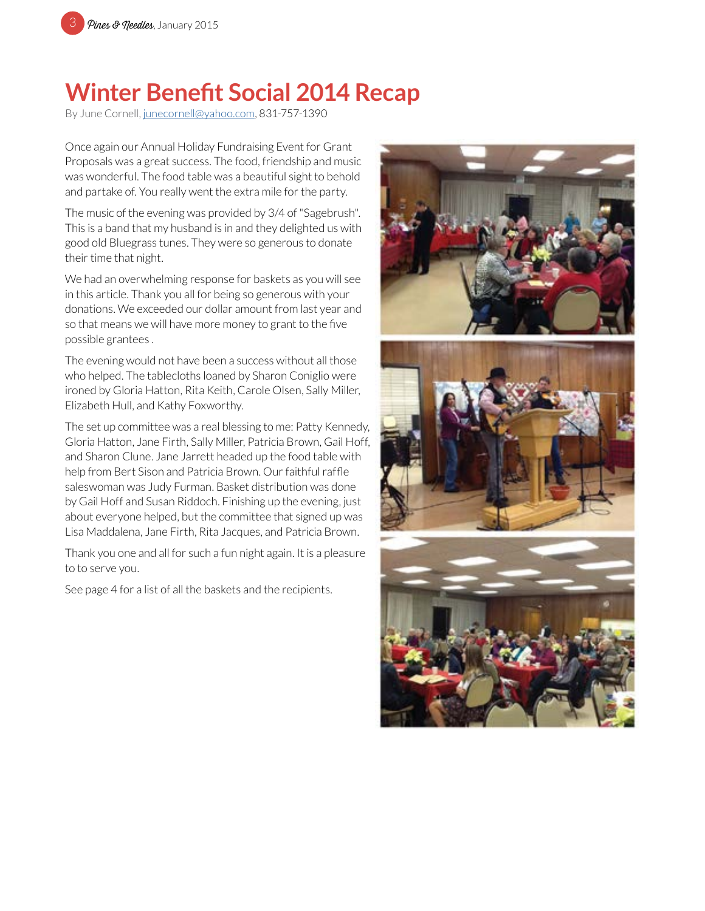# Winter Benefit Social 2014 Recap

By June Cornell, junecornell@yahoo.com, 831-757-1390

Once again our Annual Holiday Fundraising Event for Grant Proposals was a great success. The food, friendship and music was wonderful. The food table was a beautiful sight to behold and partake of. You really went the extra mile for the party.

The music of the evening was provided by 3/4 of "Sagebrush". This is a band that my husband is in and they delighted us with good old Bluegrass tunes. They were so generous to donate their time that night.

We had an overwhelming response for baskets as you will see in this article. Thank you all for being so generous with your donations. We exceeded our dollar amount from last year and so that means we will have more money to grant to the five possible grantees .

The evening would not have been a success without all those who helped. The tablecloths loaned by Sharon Coniglio were ironed by Gloria Hatton, Rita Keith, Carole Olsen, Sally Miller, Elizabeth Hull, and Kathy Foxworthy.

The set up committee was a real blessing to me: Patty Kennedy, Gloria Hatton, Jane Firth, Sally Miller, Patricia Brown, Gail Hoff, and Sharon Clune. Jane Jarrett headed up the food table with help from Bert Sison and Patricia Brown. Our faithful raffle saleswoman was Judy Furman. Basket distribution was done by Gail Hoff and Susan Riddoch. Finishing up the evening, just about everyone helped, but the committee that signed up was Lisa Maddalena, Jane Firth, Rita Jacques, and Patricia Brown.

Thank you one and all for such a fun night again. It is a pleasure to to serve you.

See page 4 for a list of all the baskets and the recipients.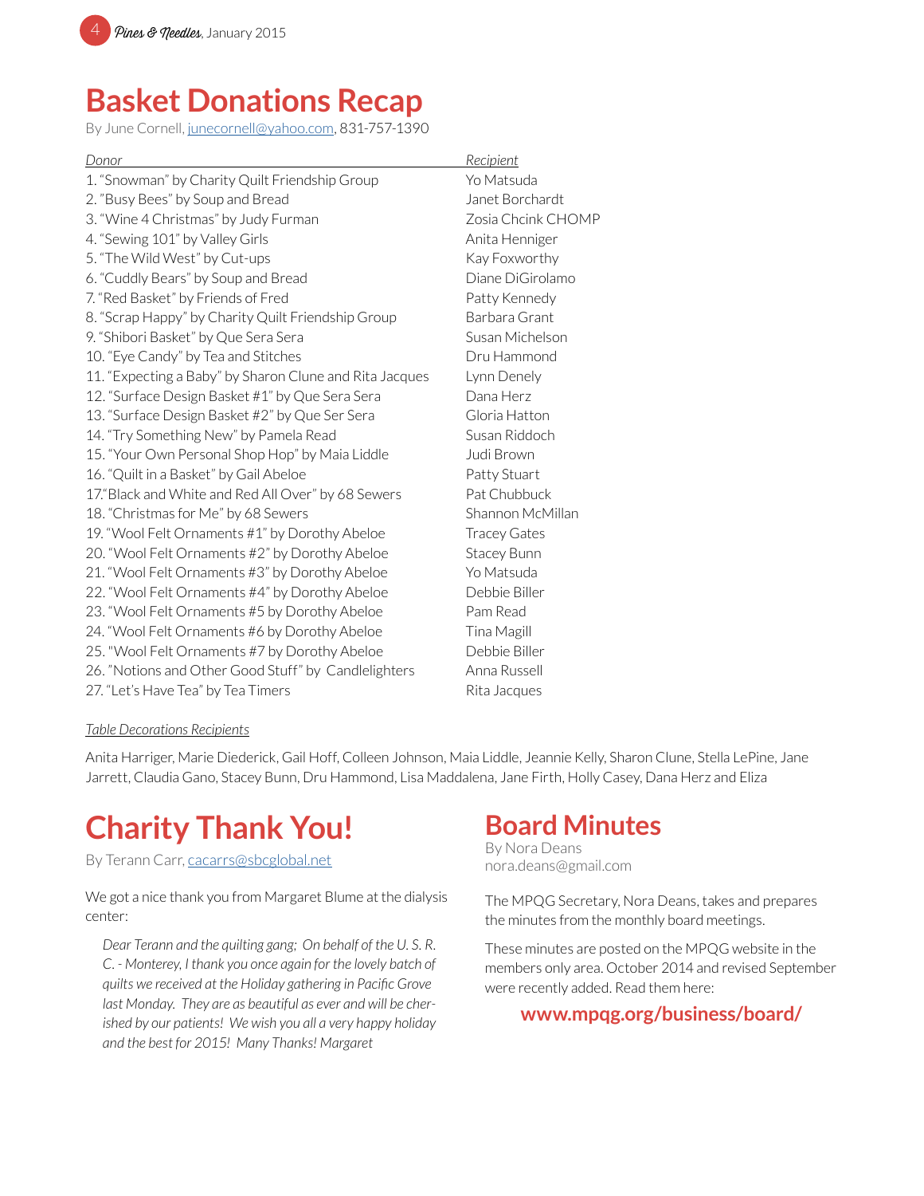# Basket Donations Recap

By June Cornell, junecornell@yahoo.com, 831-757-1390

| Donor | Recipient |
|---|---|
| 1. "Snowman" by Charity Quilt Friendship Group | Yo Matsuda |
| 2. "Busy Bees" by Soup and Bread | Janet Borchardt |
| 3. "Wine 4 Christmas" by Judy Furman | Zosia Chcink CHOMP |
| 4. "Sewing 101" by Valley Girls | Anita Henniger |
| 5. "The Wild West" by Cut-ups | Kay Foxworthy |
| 6. "Cuddly Bears" by Soup and Bread | Diane DiGirolamo |
| 7. "Red Basket" by Friends of Fred | Patty Kennedy |
| 8. "Scrap Happy" by Charity Quilt Friendship Group | Barbara Grant |
| 9. "Shibori Basket" by Que Sera Sera | Susan Michelson |
| 10. "Eye Candy" by Tea and Stitches | Dru Hammond |
| 11. "Expecting a Baby" by Sharon Clune and Rita Jacques | Lynn Denely |
| 12. "Surface Design Basket #1" by Que Sera Sera | Dana Herz |
| 13. "Surface Design Basket #2" by Que Ser Sera | Gloria Hatton |
| 14. "Try Something New" by Pamela Read | Susan Riddoch |
| 15. "Your Own Personal Shop Hop" by Maia Liddle | Judi Brown |
| 16. "Quilt in a Basket" by Gail Abeloe | Patty Stuart |
| 17."Black and White and Red All Over" by 68 Sewers | Pat Chubbuck |
| 18. "Christmas for Me" by 68 Sewers | Shannon McMillan |
| 19. "Wool Felt Ornaments #1" by Dorothy Abeloe | Tracey Gates |
| 20. "Wool Felt Ornaments #2" by Dorothy Abeloe | Stacey Bunn |
| 21. "Wool Felt Ornaments #3" by Dorothy Abeloe | Yo Matsuda |
| 22. "Wool Felt Ornaments #4" by Dorothy Abeloe | Debbie Biller |
| 23. "Wool Felt Ornaments #5 by Dorothy Abeloe | Pam Read |
| 24. "Wool Felt Ornaments #6 by Dorothy Abeloe | Tina Magill |
| 25. "Wool Felt Ornaments #7 by Dorothy Abeloe | Debbie Biller |
| 26. "Notions and Other Good Stuff" by Candlelighters | Anna Russell |
| 27. "Let's Have Tea" by Tea Timers | Rita Jacques |

*Table Decorations Recipients*

Anita Harriger, Marie Diederick, Gail Hoff, Colleen Johnson, Maia Liddle, Jeannie Kelly, Sharon Clune, Stella LePine, Jane Jarrett, Claudia Gano, Stacey Bunn, Dru Hammond, Lisa Maddalena, Jane Firth, Holly Casey, Dana Herz and Eliza

# Charity Thank You!

By Terann Carr, cacarrs@sbcglobal.net

We got a nice thank you from Margaret Blume at the dialysis center:

> *Dear Terann and the quilting gang; On behalf of the U. S. R. C. - Monterey, I thank you once again for the lovely batch of quilts we received at the Holiday gathering in Pacific Grove last Monday. They are as beautiful as ever and will be cherished by our patients! We wish you all a very happy holiday and the best for 2015! Many Thanks! Margaret*

# Board Minutes

By Nora Deans
nora.deans@gmail.com

The MPQG Secretary, Nora Deans, takes and prepares the minutes from the monthly board meetings.

These minutes are posted on the MPQG website in the members only area. October 2014 and revised September were recently added. Read them here:

**www.mpqg.org/business/board/**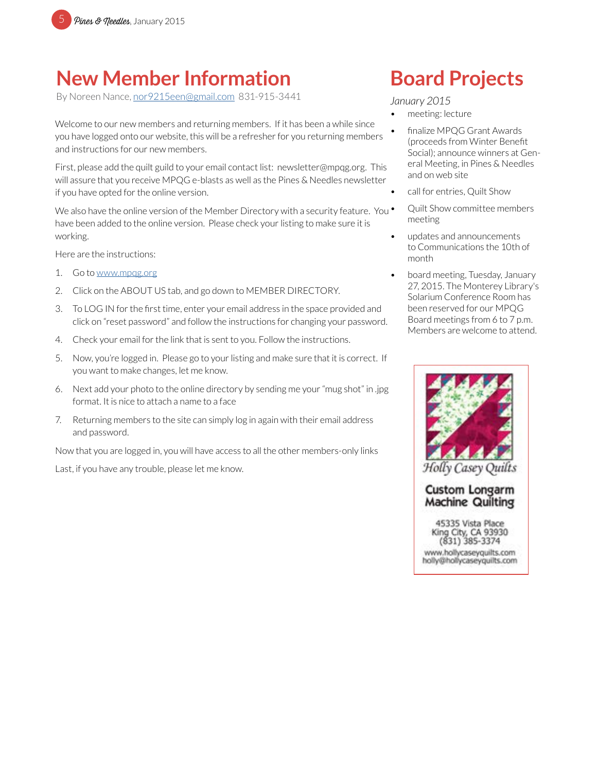# New Member Information

By Noreen Nance, nor9215een@gmail.com 831-915-3441

Welcome to our new members and returning members. If it has been a while since you have logged onto our website, this will be a refresher for you returning members and instructions for our new members.

First, please add the quilt guild to your email contact list: newsletter@mpqg.org. This will assure that you receive MPQG e-blasts as well as the Pines & Needles newsletter if you have opted for the online version.

We also have the online version of the Member Directory with a security feature. You have been added to the online version. Please check your listing to make sure it is working.

Here are the instructions:

1. Go to www.mpqg.org
2. Click on the ABOUT US tab, and go down to MEMBER DIRECTORY.
3. To LOG IN for the first time, enter your email address in the space provided and click on "reset password" and follow the instructions for changing your password.
4. Check your email for the link that is sent to you. Follow the instructions.
5. Now, you're logged in. Please go to your listing and make sure that it is correct. If you want to make changes, let me know.
6. Next add your photo to the online directory by sending me your "mug shot" in .jpg format. It is nice to attach a name to a face
7. Returning members to the site can simply log in again with their email address and password.

Now that you are logged in, you will have access to all the other members-only links

Last, if you have any trouble, please let me know.

# Board Projects

*January 2015*

- meeting: lecture
- finalize MPQG Grant Awards (proceeds from Winter Benefit Social); announce winners at General Meeting, in Pines & Needles and on web site
- call for entries, Quilt Show
- Quilt Show committee members meeting
- updates and announcements to Communications the 10th of month
- board meeting, Tuesday, January 27, 2015. The Monterey Library's Solarium Conference Room has been reserved for our MPQG Board meetings from 6 to 7 p.m. Members are welcome to attend.

*Holly Casey Quilts*

**Custom Longarm Machine Quilting**

45335 Vista Place
King City, CA 93930
(831) 385-3374
www.hollycaseyquilts.com
holly@hollycaseyquilts.com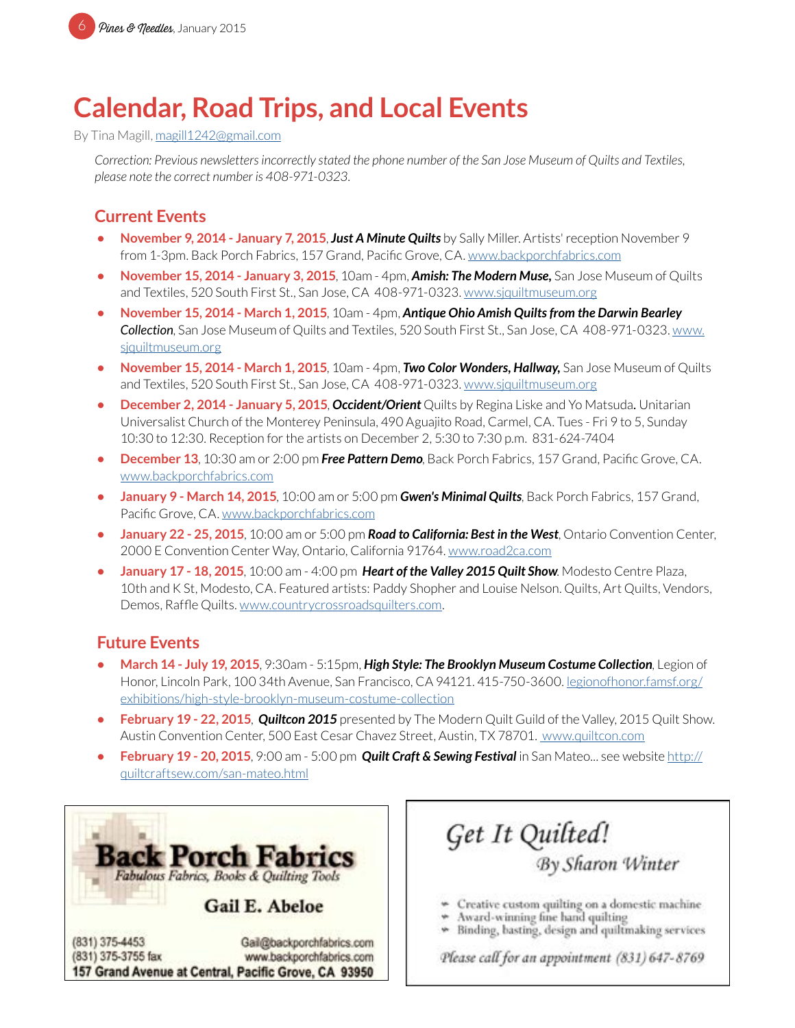# Calendar, Road Trips, and Local Events

By Tina Magill, magill1242@gmail.com

*Correction: Previous newsletters incorrectly stated the phone number of the San Jose Museum of Quilts and Textiles, please note the correct number is 408-971-0323.*

## Current Events

- **November 9, 2014 - January 7, 2015**, ***Just A Minute Quilts*** by Sally Miller. Artists' reception November 9 from 1-3pm. Back Porch Fabrics, 157 Grand, Pacific Grove, CA. www.backporchfabrics.com
- **November 15, 2014 - January 3, 2015**, 10am - 4pm, ***Amish: The Modern Muse,*** San Jose Museum of Quilts and Textiles, 520 South First St., San Jose, CA 408-971-0323. www.sjquiltmuseum.org
- **November 15, 2014 - March 1, 2015**, 10am - 4pm, ***Antique Ohio Amish Quilts from the Darwin Bearley Collection***, San Jose Museum of Quilts and Textiles, 520 South First St., San Jose, CA 408-971-0323. www.sjquiltmuseum.org
- **November 15, 2014 - March 1, 2015**, 10am - 4pm, ***Two Color Wonders, Hallway,*** San Jose Museum of Quilts and Textiles, 520 South First St., San Jose, CA 408-971-0323. www.sjquiltmuseum.org
- **December 2, 2014 - January 5, 2015**, ***Occident/Orient*** Quilts by Regina Liske and Yo Matsuda**.** Unitarian Universalist Church of the Monterey Peninsula, 490 Aguajito Road, Carmel, CA. Tues - Fri 9 to 5, Sunday 10:30 to 12:30. Reception for the artists on December 2, 5:30 to 7:30 p.m. 831-624-7404
- **December 13**, 10:30 am or 2:00 pm ***Free Pattern Demo***, Back Porch Fabrics, 157 Grand, Pacific Grove, CA. www.backporchfabrics.com
- **January 9 - March 14, 2015**, 10:00 am or 5:00 pm ***Gwen's Minimal Quilts***, Back Porch Fabrics, 157 Grand, Pacific Grove, CA. www.backporchfabrics.com
- **January 22 - 25, 2015**, 10:00 am or 5:00 pm ***Road to California: Best in the West***, Ontario Convention Center, 2000 E Convention Center Way, Ontario, California 91764. www.road2ca.com
- **January 17 - 18, 2015**, 10:00 am - 4:00 pm ***Heart of the Valley 2015 Quilt Show***. Modesto Centre Plaza, 10th and K St, Modesto, CA. Featured artists: Paddy Shopher and Louise Nelson. Quilts, Art Quilts, Vendors, Demos, Raffle Quilts. www.countrycrossroadsquilters.com.

## Future Events

- **March 14 - July 19, 2015**, 9:30am - 5:15pm, ***High Style: The Brooklyn Museum Costume Collection***, Legion of Honor, Lincoln Park, 100 34th Avenue, San Francisco, CA 94121. 415-750-3600. legionofhonor.famsf.org/exhibitions/high-style-brooklyn-museum-costume-collection
- **February 19 - 22, 2015**, ***Quiltcon 2015*** presented by The Modern Quilt Guild of the Valley, 2015 Quilt Show. Austin Convention Center, 500 East Cesar Chavez Street, Austin, TX 78701. www.quiltcon.com
- **February 19 - 20, 2015**, 9:00 am - 5:00 pm ***Quilt Craft & Sewing Festival*** in San Mateo... see website http://quiltcraftsew.com/san-mateo.html

**Back Porch Fabrics**
*Fabulous Fabrics, Books & Quilting Tools*

**Gail E. Abeloe**

(831) 375-4453 | Gail@backporchfabrics.com
(831) 375-3755 fax | www.backporchfabrics.com
**157 Grand Avenue at Central, Pacific Grove, CA 93950**

*Get It Quilted!*
*By Sharon Winter*

- Creative custom quilting on a domestic machine
- Award-winning fine hand quilting
- Binding, basting, design and quiltmaking services

*Please call for an appointment (831) 647-8769*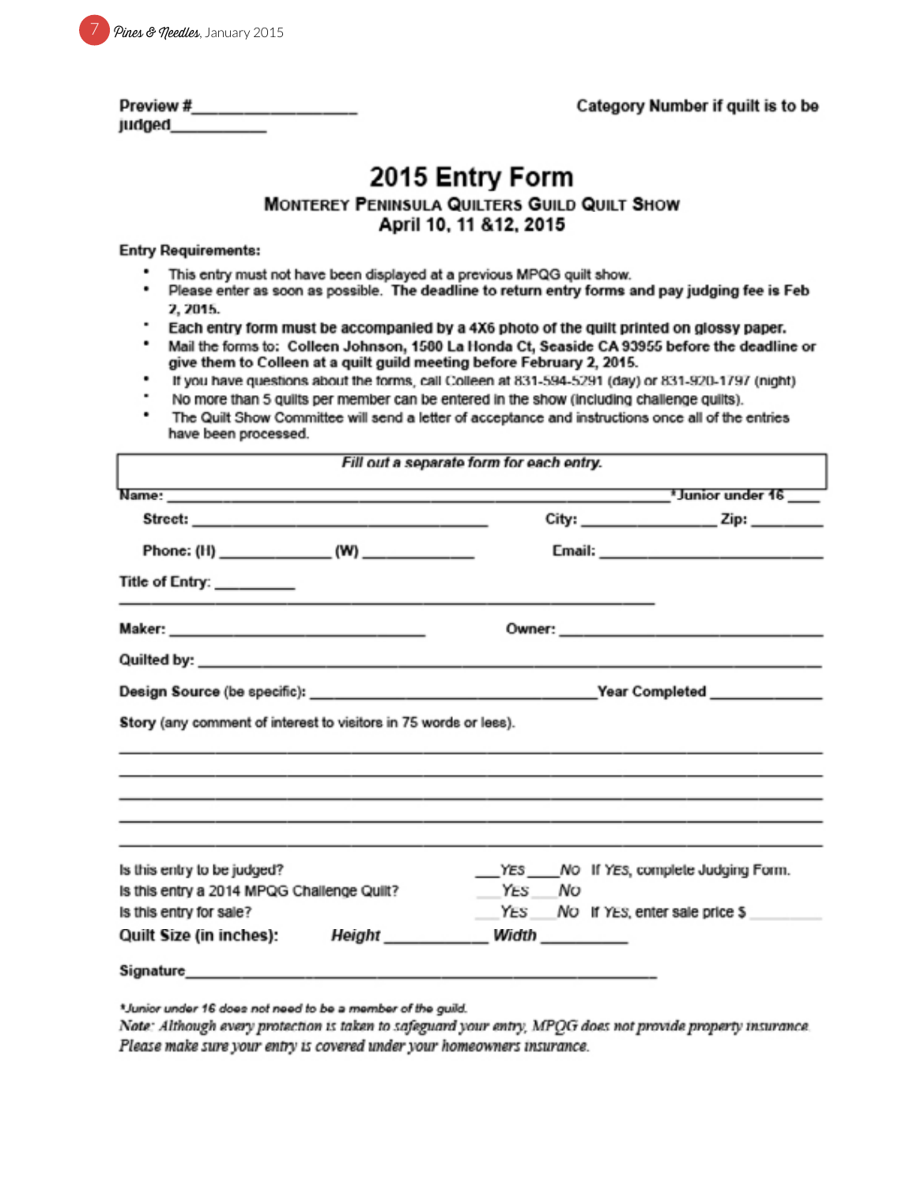Preview #__________________ Category Number if quilt is to be judged___________

# 2015 Entry Form

## Monterey Peninsula Quilters Guild Quilt Show

### April 10, 11 &12, 2015

**Entry Requirements:**

- This entry must not have been displayed at a previous MPQG quilt show.
- Please enter as soon as possible. **The deadline to return entry forms and pay judging fee is Feb 7, 2015.**
- **Each entry form must be accompanied by a 4X6 photo of the quilt printed on glossy paper.**
- Mail the forms to: **Colleen Johnson, 1500 La Honda Ct, Seaside CA 93955 before the deadline or give them to Colleen at a quilt guild meeting before February 2, 2015.**
- If you have questions about the forms, call Colleen at 831-594-5291 (day) or 831-920-1797 (night)
- No more than 5 quilts per member can be entered in the show (including challenge quilts).
- The Quilt Show Committee will send a letter of acceptance and instructions once all of the entries have been processed.

***Fill out a separate form for each entry.***

**Name:** ____________________________________________ ***Junior under 16** ____

**Street:** ______________________________ **City:** ______________ **Zip:** ________

**Phone: (H)** ____________ **(W)** ____________ **Email:** ________________________

**Title of Entry:** __________
____________________________________________________________

**Maker:** ____________________________ **Owner:** ____________________________

**Quilted by:** ____________________________________________________________

**Design Source** (be specific): ______________________________ **Year Completed** ____________

**Story** (any comment of interest to visitors in 75 words or less).

____________________________________________________________
____________________________________________________________
____________________________________________________________
____________________________________________________________
____________________________________________________________

Is this entry to be judged? ___*YES* ___*NO* If *YES*, complete Judging Form.

Is this entry a 2014 MPQG Challenge Quilt? ___*YES* ___*NO*

Is this entry for sale? ___*YES* ___*NO* If *YES*, enter sale price $ ________

**Quilt Size (in inches):** ***Height*** ____________ ***Width*** __________

**Signature**____________________________________________________________

**Junior under 16 does not need to be a member of the guild.*

*Note: Although every protection is taken to safeguard your entry, MPQG does not provide property insurance. Please make sure your entry is covered under your homeowners insurance.*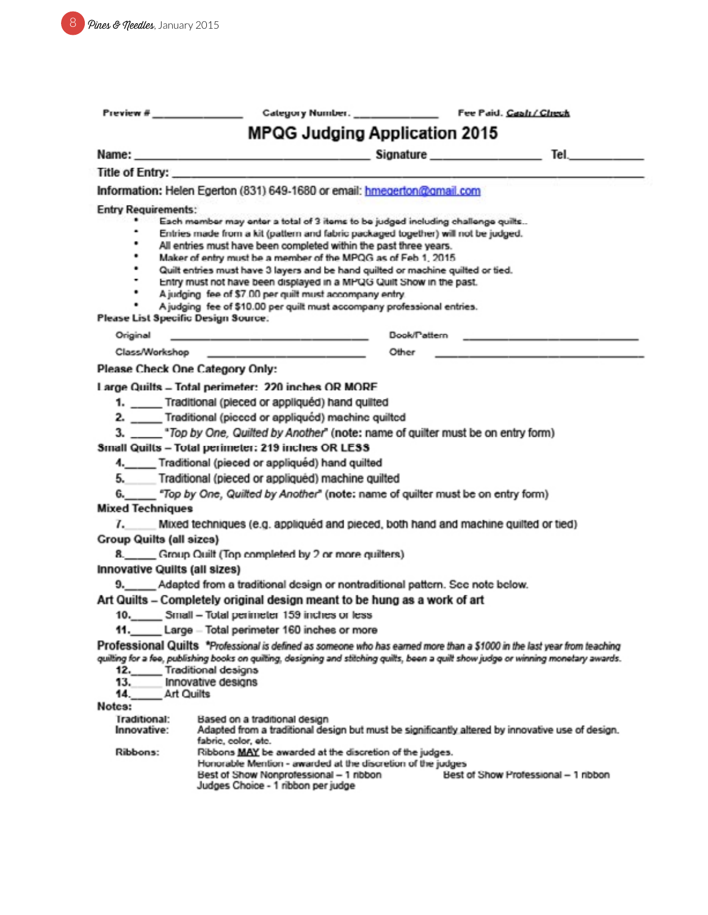Preview # _______________ Category Number: _______________ Fee Paid: Cash / Check

# MPQG Judging Application 2015

**Name:** _________________________________________ **Signature** ___________________ **Tel.**____________

**Title of Entry:** ______________________________________________________________________________

**Information:** Helen Egerton (831) 649-1680 or email: hmegerton@gmail.com

**Entry Requirements:**

- Each member may enter a total of 3 items to be judged including challenge quilts.
- Entries made from a kit (pattern and fabric packaged together) will not be judged.
- All entries must have been completed within the past three years.
- Maker of entry must be a member of the MPQG as of Feb 1, 2015
- Quilt entries must have 3 layers and be hand quilted or machine quilted or tied.
- Entry must not have been displayed in a MPQG Quilt Show in the past.
- A judging fee of $7.00 per quilt must accompany entry
- A judging fee of $10.00 per quilt must accompany professional entries.

**Please List Specific Design Source:**

Original ___________________________________ Book/Pattern ___________________________________

Class/Workshop ______________________________ Other ___________________________________

**Please Check One Category Only:**

**Large Quilts – Total perimeter: 220 inches OR MORE**

1. _____ Traditional (pieced or appliquéd) hand quilted
2. _____ Traditional (pieced or appliquéd) machine quilted
3. _____ *"Top by One, Quilted by Another"* (note: name of quilter must be on entry form)

**Small Quilts – Total perimeter: 219 inches OR LESS**

4. _____ Traditional (pieced or appliquéd) hand quilted
5. _____ Traditional (pieced or appliquéd) machine quilted
6. _____ *"Top by One, Quilted by Another"* (note: name of quilter must be on entry form)

**Mixed Techniques**

7. _____ Mixed techniques (e.g. appliquéd and pieced, both hand and machine quilted or tied)

**Group Quilts (all sizes)**

8. _____ Group Quilt (Top completed by 2 or more quilters)

**Innovative Quilts (all sizes)**

9. _____ Adapted from a traditional design or nontraditional pattern. See note below.

**Art Quilts – Completely original design meant to be hung as a work of art**

10. _____ Small – Total perimeter 159 inches or less
11. _____ Large – Total perimeter 160 inches or more

**Professional Quilts** *\*Professional is defined as someone who has earned more than a $1000 in the last year from teaching quilting for a fee, publishing books on quilting, designing and stitching quilts, been a quilt show judge or winning monetary awards.*

12. _____ Traditional designs
13. _____ Innovative designs
14. _____ Art Quilts

**Notes:**

Traditional: Based on a traditional design

Innovative: Adapted from a traditional design but must be significantly altered by innovative use of design, fabric, color, etc.

Ribbons: Ribbons **MAY** be awarded at the discretion of the judges.
Honorable Mention - awarded at the discretion of the judges
Best of Show Nonprofessional – 1 ribbon    Best of Show Professional – 1 ribbon
Judges Choice - 1 ribbon per judge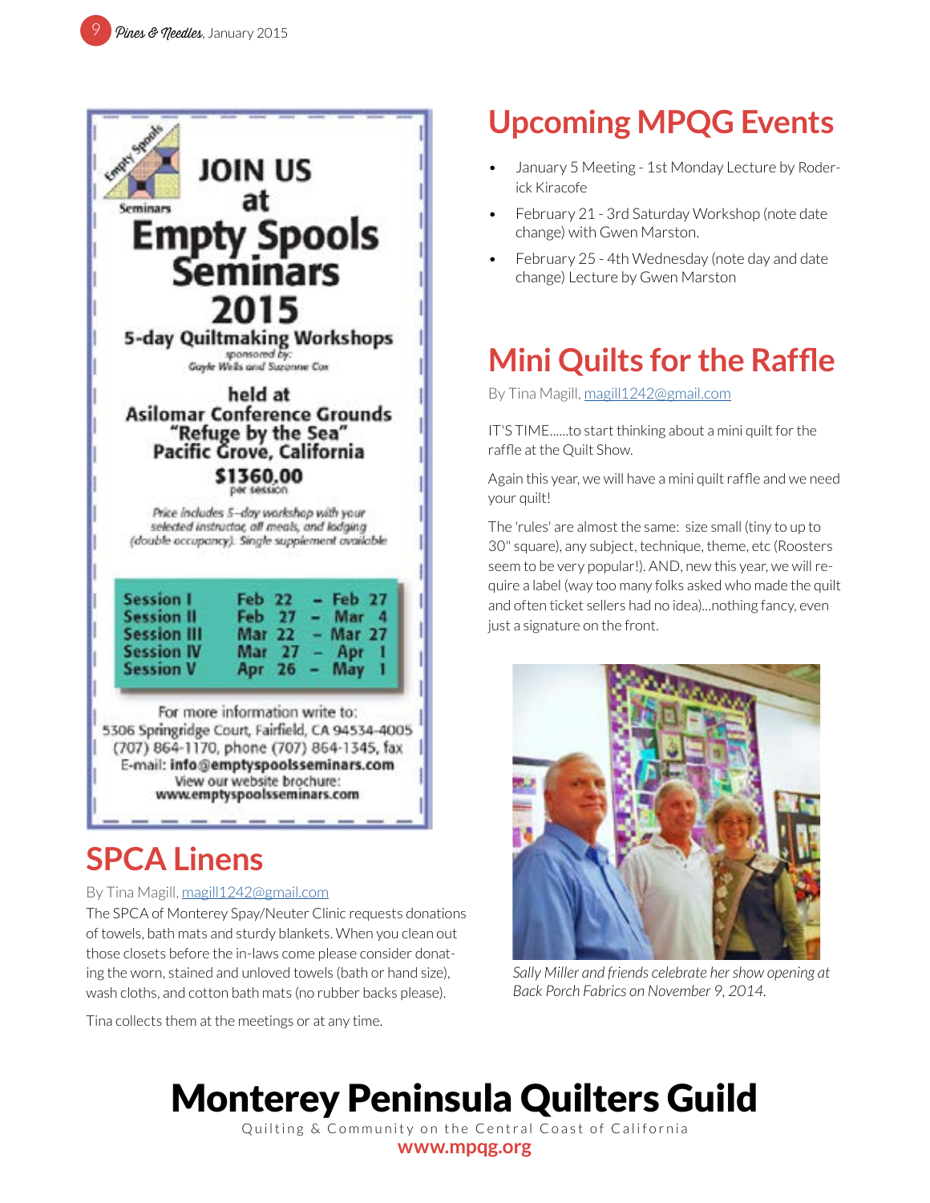JOIN US at

# Empty Spools Seminars 2015

**5-day Quiltmaking Workshops**

sponsored by: Gayle Wells and Suzanne Cox

held at
**Asilomar Conference Grounds**
**"Refuge by the Sea"**
**Pacific Grove, California**

**$1360.00**
per session

*Price includes 5-day workshop with your selected instructor, all meals, and lodging (double occupancy). Single supplement available*

| Session | Dates |
|---|---|
| Session I | Feb 22 – Feb 27 |
| Session II | Feb 27 – Mar 4 |
| Session III | Mar 22 – Mar 27 |
| Session IV | Mar 27 – Apr 1 |
| Session V | Apr 26 – May 1 |

For more information write to:
5306 Springridge Court, Fairfield, CA 94534-4005
(707) 864-1170, phone (707) 864-1345, fax
E-mail: **info@emptyspoolsseminars.com**
View our website brochure:
**www.emptyspoolsseminars.com**

## SPCA Linens

By Tina Magill, magill1242@gmail.com

The SPCA of Monterey Spay/Neuter Clinic requests donations of towels, bath mats and sturdy blankets. When you clean out those closets before the in-laws come please consider donating the worn, stained and unloved towels (bath or hand size), wash cloths, and cotton bath mats (no rubber backs please).

Tina collects them at the meetings or at any time.

## Upcoming MPQG Events

- January 5 Meeting - 1st Monday Lecture by Roderick Kiracofe
- February 21 - 3rd Saturday Workshop (note date change) with Gwen Marston.
- February 25 - 4th Wednesday (note day and date change) Lecture by Gwen Marston

## Mini Quilts for the Raffle

By Tina Magill, magill1242@gmail.com

IT'S TIME......to start thinking about a mini quilt for the raffle at the Quilt Show.

Again this year, we will have a mini quilt raffle and we need your quilt!

The 'rules' are almost the same: size small (tiny to up to 30" square), any subject, technique, theme, etc (Roosters seem to be very popular!). AND, new this year, we will require a label (way too many folks asked who made the quilt and often ticket sellers had no idea)...nothing fancy, even just a signature on the front.

*Sally Miller and friends celebrate her show opening at Back Porch Fabrics on November 9, 2014.*

# Monterey Peninsula Quilters Guild

Quilting & Community on the Central Coast of California

**www.mpqg.org**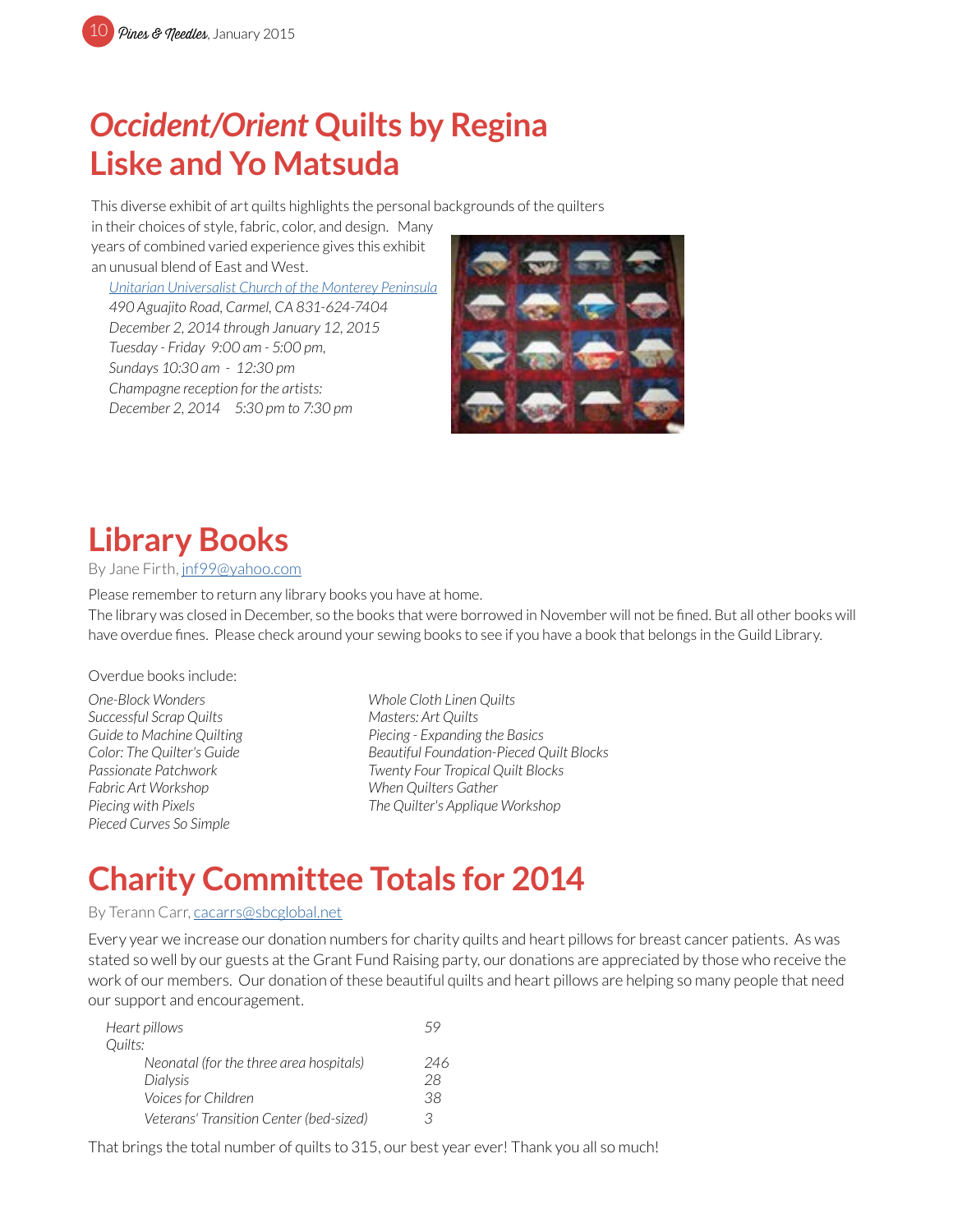# *Occident/Orient* Quilts by Regina Liske and Yo Matsuda

This diverse exhibit of art quilts highlights the personal backgrounds of the quilters in their choices of style, fabric, color, and design. Many years of combined varied experience gives this exhibit an unusual blend of East and West.

*Unitarian Universalist Church of the Monterey Peninsula*
*490 Aguajito Road, Carmel, CA 831-624-7404*
*December 2, 2014 through January 12, 2015*
*Tuesday - Friday 9:00 am - 5:00 pm,*
*Sundays 10:30 am - 12:30 pm*
*Champagne reception for the artists:*
*December 2, 2014 5:30 pm to 7:30 pm*

# Library Books

By Jane Firth, jnf99@yahoo.com

Please remember to return any library books you have at home.

The library was closed in December, so the books that were borrowed in November will not be fined. But all other books will have overdue fines. Please check around your sewing books to see if you have a book that belongs in the Guild Library.

Overdue books include:

*One-Block Wonders*
*Successful Scrap Quilts*
*Guide to Machine Quilting*
*Color: The Quilter's Guide*
*Passionate Patchwork*
*Fabric Art Workshop*
*Piecing with Pixels*
*Pieced Curves So Simple*
*Whole Cloth Linen Quilts*
*Masters: Art Quilts*
*Piecing - Expanding the Basics*
*Beautiful Foundation-Pieced Quilt Blocks*
*Twenty Four Tropical Quilt Blocks*
*When Quilters Gather*
*The Quilter's Applique Workshop*

# Charity Committee Totals for 2014

By Terann Carr, cacarrs@sbcglobal.net

Every year we increase our donation numbers for charity quilts and heart pillows for breast cancer patients. As was stated so well by our guests at the Grant Fund Raising party, our donations are appreciated by those who receive the work of our members. Our donation of these beautiful quilts and heart pillows are helping so many people that need our support and encouragement.

| | |
|---|---|
| *Heart pillows* | *59* |
| *Quilts:* | |
| *Neonatal (for the three area hospitals)* | *246* |
| *Dialysis* | *28* |
| *Voices for Children* | *38* |
| *Veterans' Transition Center (bed-sized)* | *3* |

That brings the total number of quilts to 315, our best year ever! Thank you all so much!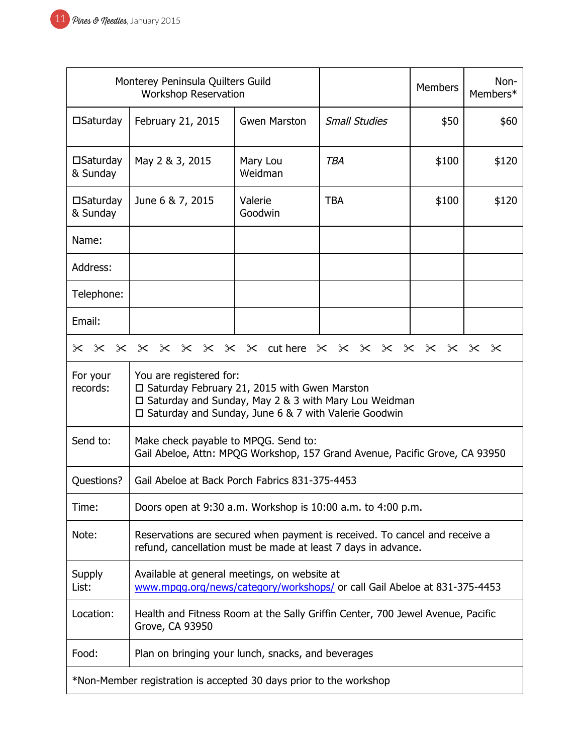| Monterey Peninsula Quilters Guild<br>Workshop Reservation | | | | Members | Non-Members* |
|---|---|---|---|---|---|
| ☐Saturday | February 21, 2015 | Gwen Marston | *Small Studies* | $50 | $60 |
| ☐Saturday & Sunday | May 2 & 3, 2015 | Mary Lou Weidman | *TBA* | $100 | $120 |
| ☐Saturday & Sunday | June 6 & 7, 2015 | Valerie Goodwin | TBA | $100 | $120 |
| Name: | | | | | |
| Address: | | | | | |
| Telephone: | | | | | |
| Email: | | | | | |

✂ ✂ ✂ ✂ ✂ ✂ ✂ ✂ ✂ cut here ✂ ✂ ✂ ✂ ✂ ✂ ✂ ✂ ✂

| | |
|---|---|
| For your records: | You are registered for:<br>☐ Saturday February 21, 2015 with Gwen Marston<br>☐ Saturday and Sunday, May 2 & 3 with Mary Lou Weidman<br>☐ Saturday and Sunday, June 6 & 7 with Valerie Goodwin |
| Send to: | Make check payable to MPQG. Send to:<br>Gail Abeloe, Attn: MPQG Workshop, 157 Grand Avenue, Pacific Grove, CA 93950 |
| Questions? | Gail Abeloe at Back Porch Fabrics 831-375-4453 |
| Time: | Doors open at 9:30 a.m. Workshop is 10:00 a.m. to 4:00 p.m. |
| Note: | Reservations are secured when payment is received. To cancel and receive a refund, cancellation must be made at least 7 days in advance. |
| Supply List: | Available at general meetings, on website at www.mpqg.org/news/category/workshops/ or call Gail Abeloe at 831-375-4453 |
| Location: | Health and Fitness Room at the Sally Griffin Center, 700 Jewel Avenue, Pacific Grove, CA 93950 |
| Food: | Plan on bringing your lunch, snacks, and beverages |

*Non-Member registration is accepted 30 days prior to the workshop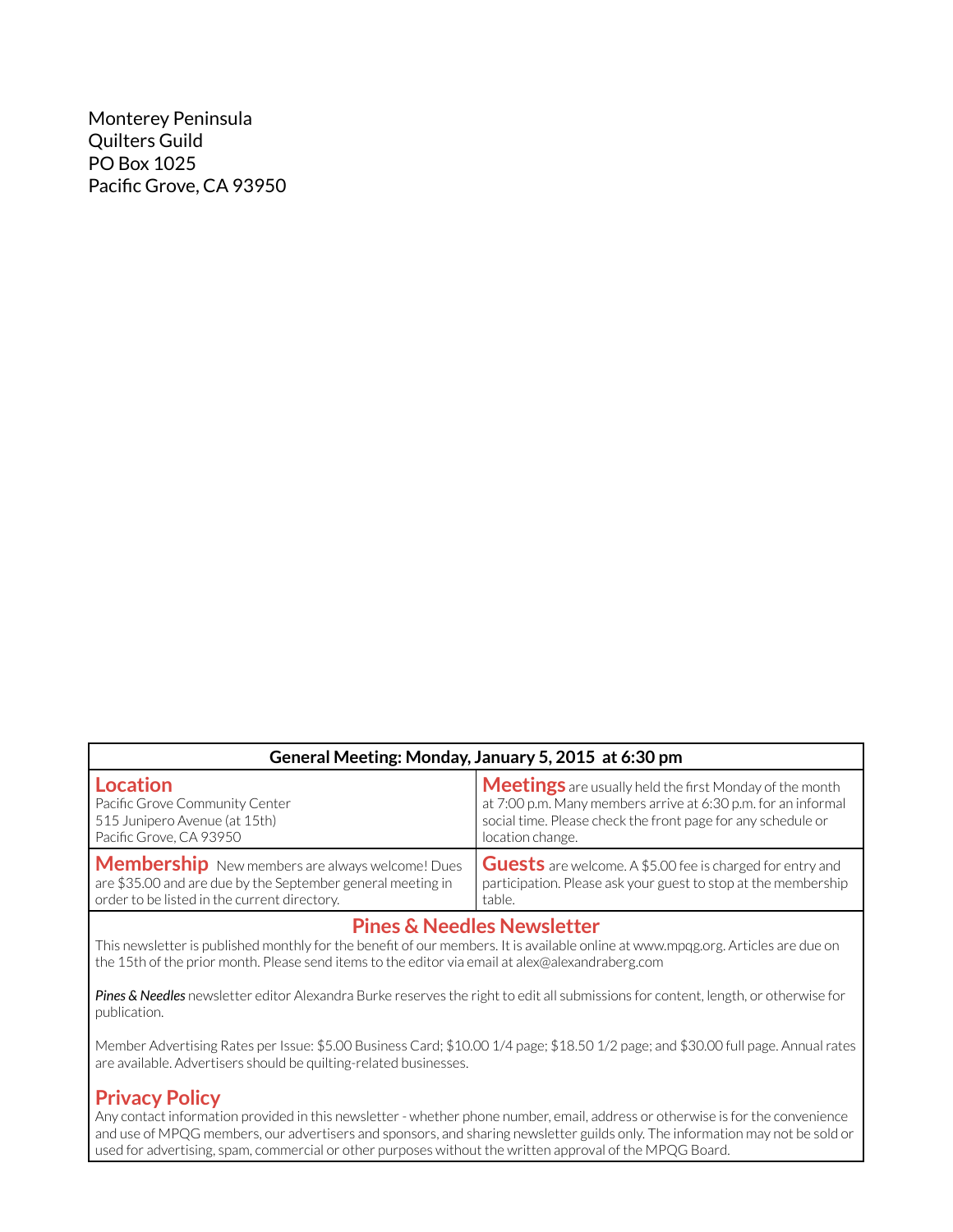Monterey Peninsula
Quilters Guild
PO Box 1025
Pacific Grove, CA 93950

**General Meeting: Monday, January 5, 2015 at 6:30 pm**

## Location

Pacific Grove Community Center
515 Junipero Avenue (at 15th)
Pacific Grove, CA 93950

**Meetings** are usually held the first Monday of the month at 7:00 p.m. Many members arrive at 6:30 p.m. for an informal social time. Please check the front page for any schedule or location change.

**Membership** New members are always welcome! Dues are $35.00 and are due by the September general meeting in order to be listed in the current directory.

**Guests** are welcome. A $5.00 fee is charged for entry and participation. Please ask your guest to stop at the membership table.

## Pines & Needles Newsletter

This newsletter is published monthly for the benefit of our members. It is available online at www.mpqg.org. Articles are due on the 15th of the prior month. Please send items to the editor via email at alex@alexandraberg.com

***Pines & Needles*** newsletter editor Alexandra Burke reserves the right to edit all submissions for content, length, or otherwise for publication.

Member Advertising Rates per Issue: $5.00 Business Card; $10.00 1/4 page; $18.50 1/2 page; and $30.00 full page. Annual rates are available. Advertisers should be quilting-related businesses.

## Privacy Policy

Any contact information provided in this newsletter - whether phone number, email, address or otherwise is for the convenience and use of MPQG members, our advertisers and sponsors, and sharing newsletter guilds only. The information may not be sold or used for advertising, spam, commercial or other purposes without the written approval of the MPQG Board.